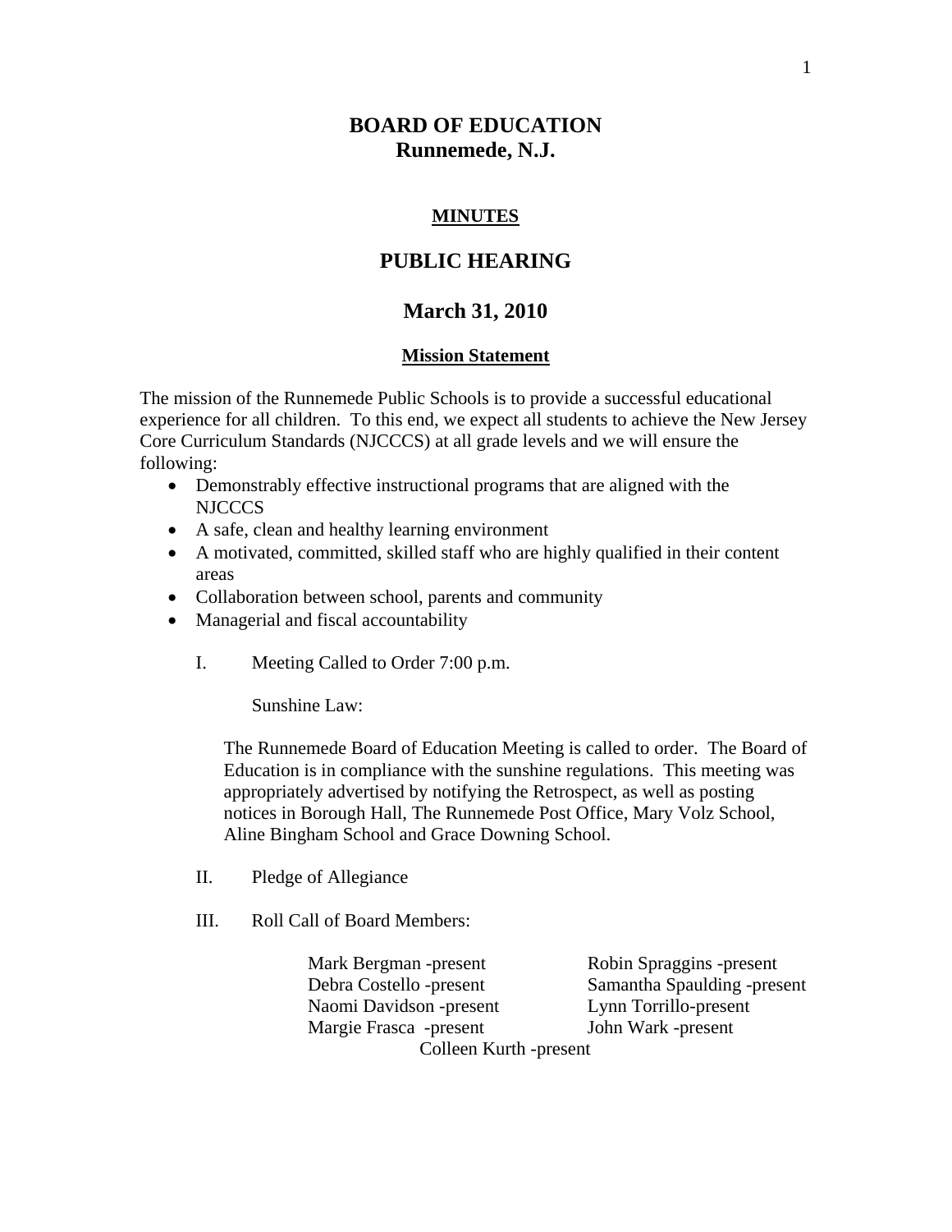# BOARD OF EDUCATION
# Runnemede, N.J.

## MINUTES

## PUBLIC HEARING

## March 31, 2010

### Mission Statement

The mission of the Runnemede Public Schools is to provide a successful educational experience for all children. To this end, we expect all students to achieve the New Jersey Core Curriculum Standards (NJCCCS) at all grade levels and we will ensure the following:

- Demonstrably effective instructional programs that are aligned with the NJCCCS
- A safe, clean and healthy learning environment
- A motivated, committed, skilled staff who are highly qualified in their content areas
- Collaboration between school, parents and community
- Managerial and fiscal accountability

I. Meeting Called to Order 7:00 p.m.

Sunshine Law:

The Runnemede Board of Education Meeting is called to order. The Board of Education is in compliance with the sunshine regulations. This meeting was appropriately advertised by notifying the Retrospect, as well as posting notices in Borough Hall, The Runnemede Post Office, Mary Volz School, Aline Bingham School and Grace Downing School.

II. Pledge of Allegiance

III. Roll Call of Board Members:

Mark Bergman -present
Debra Costello -present
Naomi Davidson -present
Margie Frasca -present
Robin Spraggins -present
Samantha Spaulding -present
Lynn Torrillo-present
John Wark -present
Colleen Kurth -present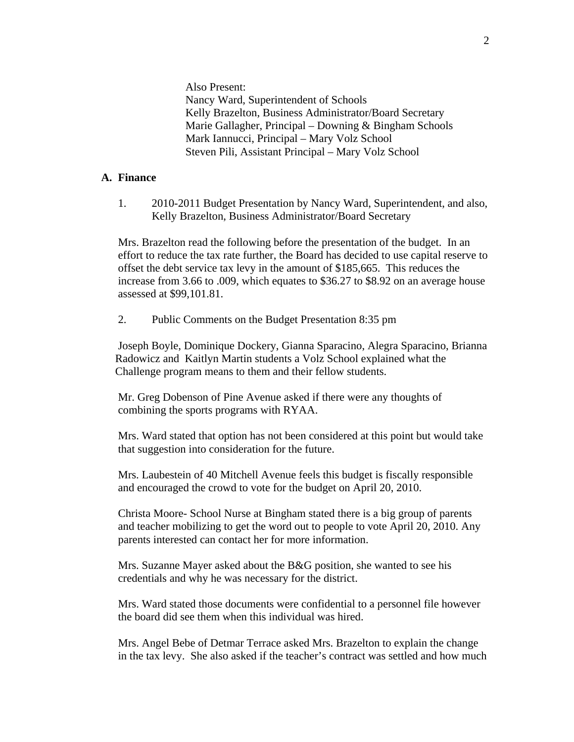Also Present:
Nancy Ward, Superintendent of Schools
Kelly Brazelton, Business Administrator/Board Secretary
Marie Gallagher, Principal – Downing & Bingham Schools
Mark Iannucci, Principal – Mary Volz School
Steven Pili, Assistant Principal – Mary Volz School

## A. Finance

1. 2010-2011 Budget Presentation by Nancy Ward, Superintendent, and also, Kelly Brazelton, Business Administrator/Board Secretary

Mrs. Brazelton read the following before the presentation of the budget. In an effort to reduce the tax rate further, the Board has decided to use capital reserve to offset the debt service tax levy in the amount of $185,665. This reduces the increase from 3.66 to .009, which equates to $36.27 to $8.92 on an average house assessed at $99,101.81.

2. Public Comments on the Budget Presentation 8:35 pm

Joseph Boyle, Dominique Dockery, Gianna Sparacino, Alegra Sparacino, Brianna Radowicz and Kaitlyn Martin students a Volz School explained what the Challenge program means to them and their fellow students.

Mr. Greg Dobenson of Pine Avenue asked if there were any thoughts of combining the sports programs with RYAA.

Mrs. Ward stated that option has not been considered at this point but would take that suggestion into consideration for the future.

Mrs. Laubestein of 40 Mitchell Avenue feels this budget is fiscally responsible and encouraged the crowd to vote for the budget on April 20, 2010.

Christa Moore- School Nurse at Bingham stated there is a big group of parents and teacher mobilizing to get the word out to people to vote April 20, 2010. Any parents interested can contact her for more information.

Mrs. Suzanne Mayer asked about the B&G position, she wanted to see his credentials and why he was necessary for the district.

Mrs. Ward stated those documents were confidential to a personnel file however the board did see them when this individual was hired.

Mrs. Angel Bebe of Detmar Terrace asked Mrs. Brazelton to explain the change in the tax levy. She also asked if the teacher's contract was settled and how much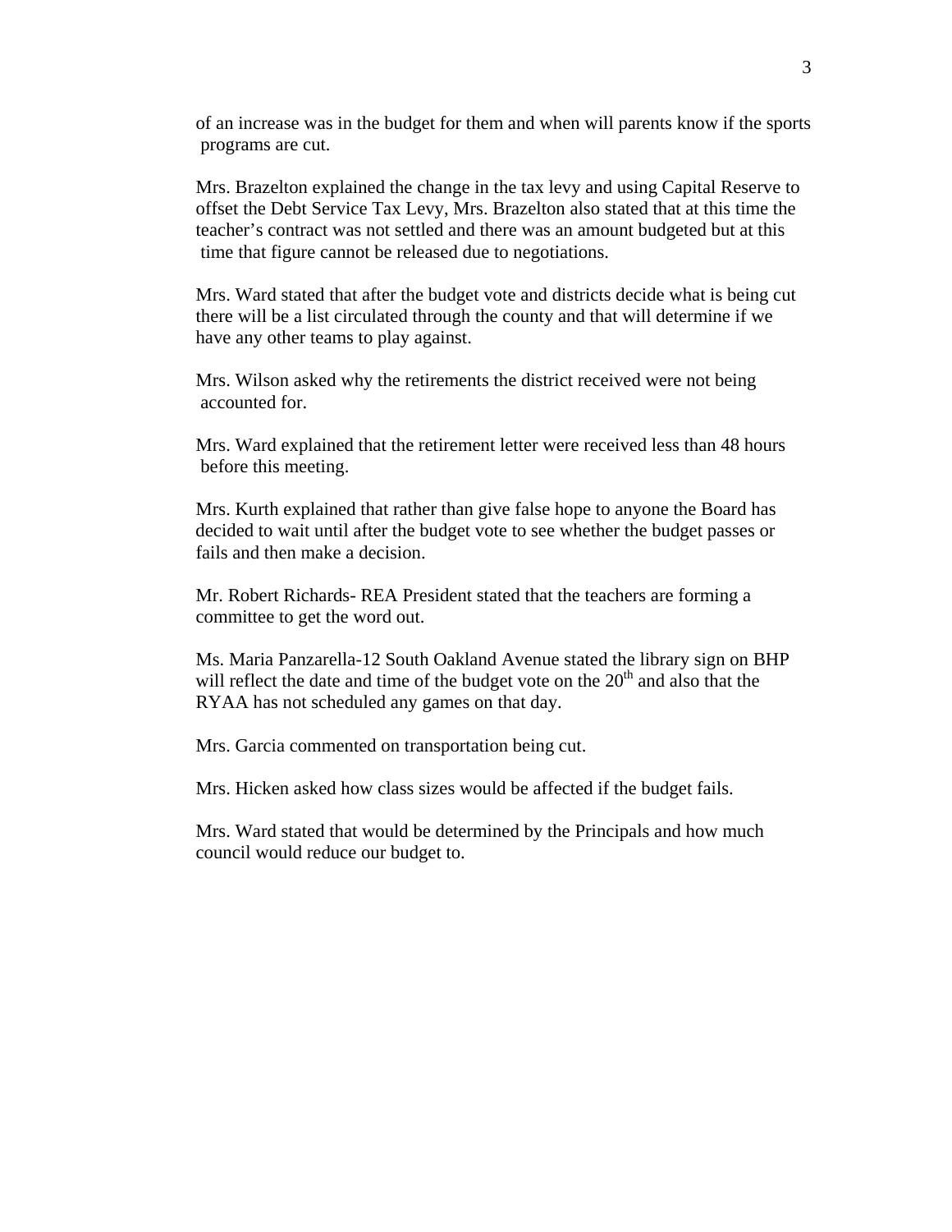of an increase was in the budget for them and when will parents know if the sports programs are cut.

Mrs. Brazelton explained the change in the tax levy and using Capital Reserve to offset the Debt Service Tax Levy, Mrs. Brazelton also stated that at this time the teacher's contract was not settled and there was an amount budgeted but at this time that figure cannot be released due to negotiations.

Mrs. Ward stated that after the budget vote and districts decide what is being cut there will be a list circulated through the county and that will determine if we have any other teams to play against.

Mrs. Wilson asked why the retirements the district received were not being accounted for.

Mrs. Ward explained that the retirement letter were received less than 48 hours before this meeting.

Mrs. Kurth explained that rather than give false hope to anyone the Board has decided to wait until after the budget vote to see whether the budget passes or fails and then make a decision.

Mr. Robert Richards- REA President stated that the teachers are forming a committee to get the word out.

Ms. Maria Panzarella-12 South Oakland Avenue stated the library sign on BHP will reflect the date and time of the budget vote on the 20th and also that the RYAA has not scheduled any games on that day.

Mrs. Garcia commented on transportation being cut.

Mrs. Hicken asked how class sizes would be affected if the budget fails.

Mrs. Ward stated that would be determined by the Principals and how much council would reduce our budget to.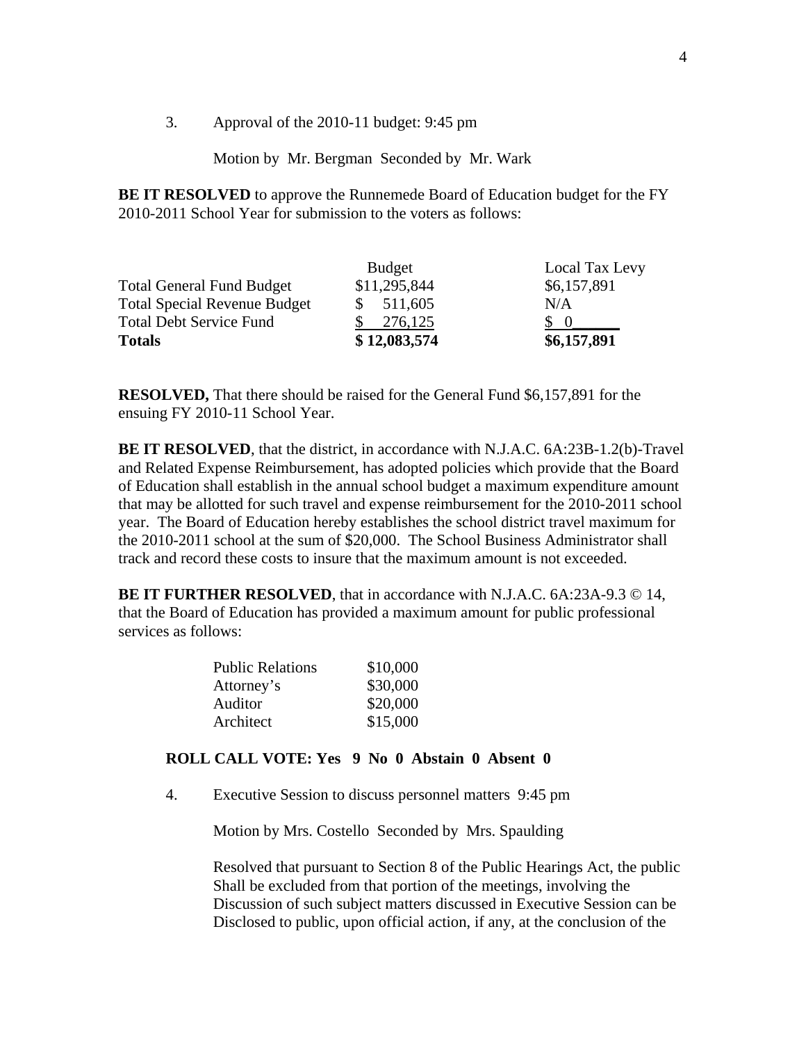3. Approval of the 2010-11 budget: 9:45 pm

Motion by Mr. Bergman Seconded by Mr. Wark

**BE IT RESOLVED** to approve the Runnemede Board of Education budget for the FY 2010-2011 School Year for submission to the voters as follows:

| | Budget | Local Tax Levy |
|---|---|---|
| Total General Fund Budget | $11,295,844 | $6,157,891 |
| Total Special Revenue Budget | $ 511,605 | N/A |
| Total Debt Service Fund | $ 276,125 | $ 0 |
| **Totals** | **$ 12,083,574** | **$6,157,891** |

**RESOLVED,** That there should be raised for the General Fund $6,157,891 for the ensuing FY 2010-11 School Year.

**BE IT RESOLVED**, that the district, in accordance with N.J.A.C. 6A:23B-1.2(b)-Travel and Related Expense Reimbursement, has adopted policies which provide that the Board of Education shall establish in the annual school budget a maximum expenditure amount that may be allotted for such travel and expense reimbursement for the 2010-2011 school year. The Board of Education hereby establishes the school district travel maximum for the 2010-2011 school at the sum of $20,000. The School Business Administrator shall track and record these costs to insure that the maximum amount is not exceeded.

**BE IT FURTHER RESOLVED**, that in accordance with N.J.A.C. 6A:23A-9.3 © 14, that the Board of Education has provided a maximum amount for public professional services as follows:

| | |
|---|---|
| Public Relations | $10,000 |
| Attorney's | $30,000 |
| Auditor | $20,000 |
| Architect | $15,000 |

**ROLL CALL VOTE: Yes 9 No 0 Abstain 0 Absent 0**

4. Executive Session to discuss personnel matters 9:45 pm

Motion by Mrs. Costello Seconded by Mrs. Spaulding

Resolved that pursuant to Section 8 of the Public Hearings Act, the public Shall be excluded from that portion of the meetings, involving the Discussion of such subject matters discussed in Executive Session can be Disclosed to public, upon official action, if any, at the conclusion of the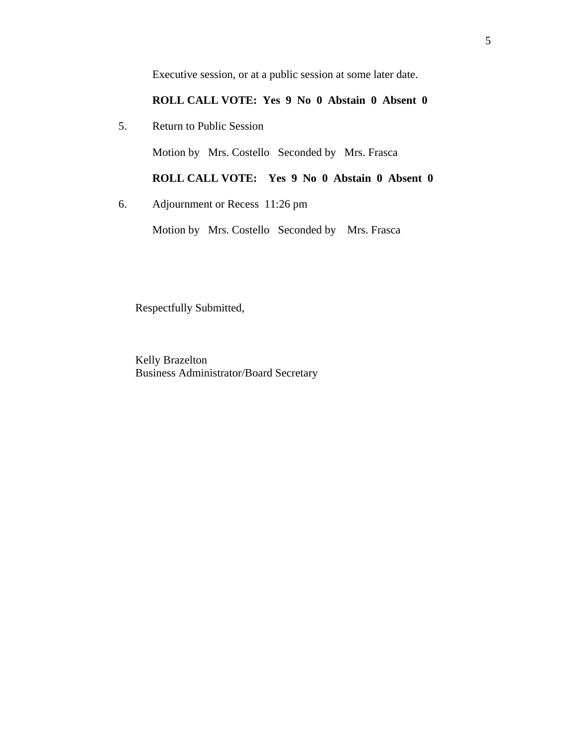Executive session, or at a public session at some later date.

**ROLL CALL VOTE: Yes 9 No 0 Abstain 0 Absent 0**

5. Return to Public Session

   Motion by Mrs. Costello Seconded by Mrs. Frasca

   **ROLL CALL VOTE: Yes 9 No 0 Abstain 0 Absent 0**

6. Adjournment or Recess 11:26 pm

   Motion by Mrs. Costello Seconded by Mrs. Frasca

Respectfully Submitted,

Kelly Brazelton
Business Administrator/Board Secretary